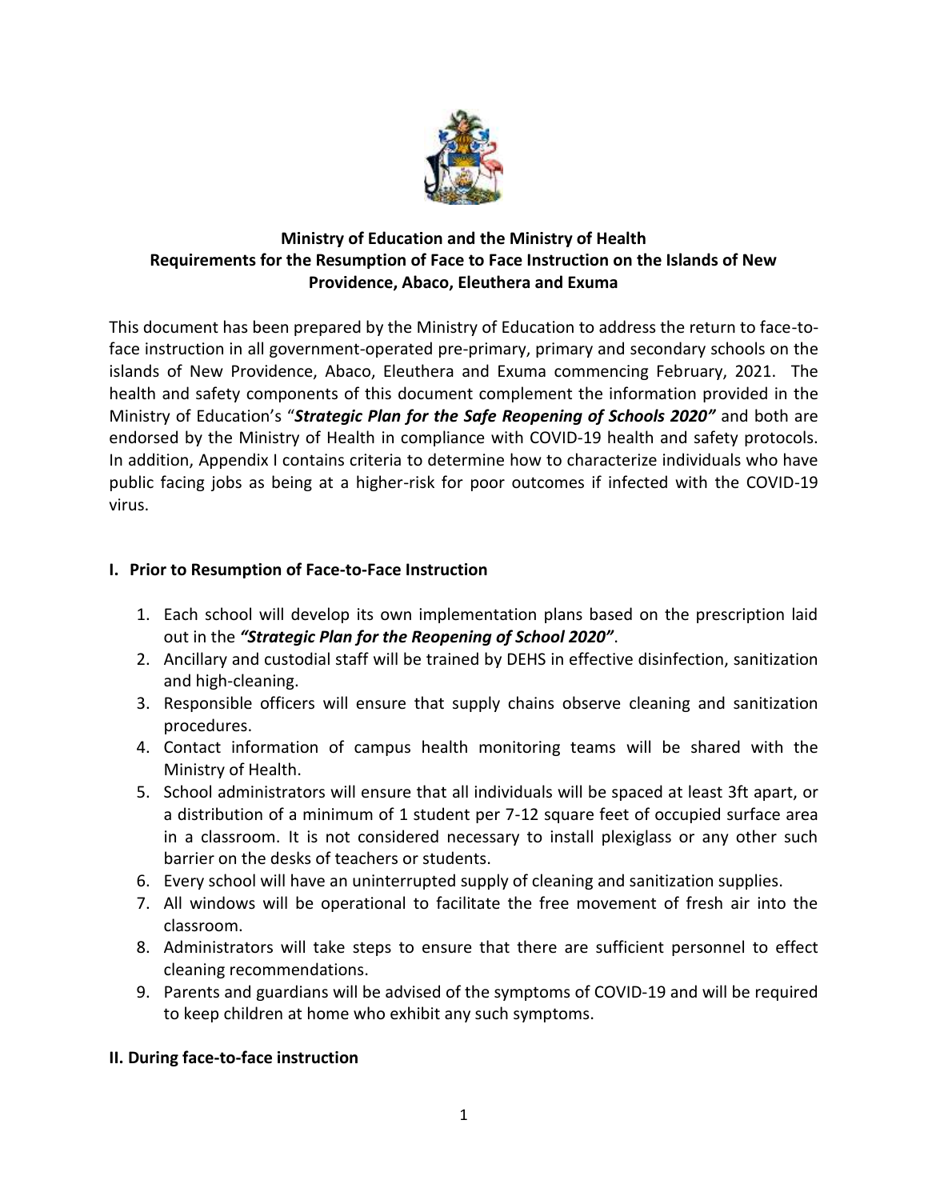**Ministry of Education and the Ministry of Health**
**Requirements for the Resumption of Face to Face Instruction on the Islands of New Providence, Abaco, Eleuthera and Exuma**

This document has been prepared by the Ministry of Education to address the return to face-to-face instruction in all government-operated pre-primary, primary and secondary schools on the islands of New Providence, Abaco, Eleuthera and Exuma commencing February, 2021. The health and safety components of this document complement the information provided in the Ministry of Education's "***Strategic Plan for the Safe Reopening of Schools 2020"*** and both are endorsed by the Ministry of Health in compliance with COVID-19 health and safety protocols. In addition, Appendix I contains criteria to determine how to characterize individuals who have public facing jobs as being at a higher-risk for poor outcomes if infected with the COVID-19 virus.

## I. Prior to Resumption of Face-to-Face Instruction

1. Each school will develop its own implementation plans based on the prescription laid out in the ***"Strategic Plan for the Reopening of School 2020"***.
2. Ancillary and custodial staff will be trained by DEHS in effective disinfection, sanitization and high-cleaning.
3. Responsible officers will ensure that supply chains observe cleaning and sanitization procedures.
4. Contact information of campus health monitoring teams will be shared with the Ministry of Health.
5. School administrators will ensure that all individuals will be spaced at least 3ft apart, or a distribution of a minimum of 1 student per 7-12 square feet of occupied surface area in a classroom. It is not considered necessary to install plexiglass or any other such barrier on the desks of teachers or students.
6. Every school will have an uninterrupted supply of cleaning and sanitization supplies.
7. All windows will be operational to facilitate the free movement of fresh air into the classroom.
8. Administrators will take steps to ensure that there are sufficient personnel to effect cleaning recommendations.
9. Parents and guardians will be advised of the symptoms of COVID-19 and will be required to keep children at home who exhibit any such symptoms.

## II. During face-to-face instruction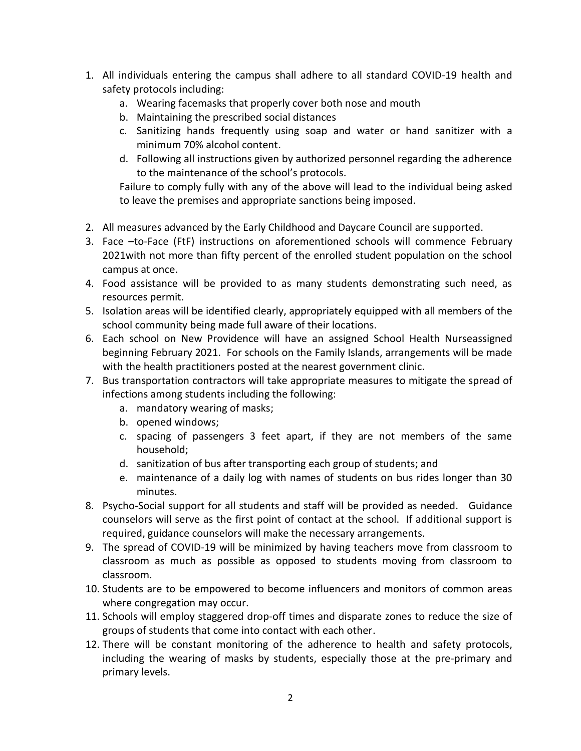1. All individuals entering the campus shall adhere to all standard COVID-19 health and safety protocols including:
    a. Wearing facemasks that properly cover both nose and mouth
    b. Maintaining the prescribed social distances
    c. Sanitizing hands frequently using soap and water or hand sanitizer with a minimum 70% alcohol content.
    d. Following all instructions given by authorized personnel regarding the adherence to the maintenance of the school's protocols.

    Failure to comply fully with any of the above will lead to the individual being asked to leave the premises and appropriate sanctions being imposed.

2. All measures advanced by the Early Childhood and Daycare Council are supported.
3. Face –to-Face (FtF) instructions on aforementioned schools will commence February 2021with not more than fifty percent of the enrolled student population on the school campus at once.
4. Food assistance will be provided to as many students demonstrating such need, as resources permit.
5. Isolation areas will be identified clearly, appropriately equipped with all members of the school community being made full aware of their locations.
6. Each school on New Providence will have an assigned School Health Nurseassigned beginning February 2021. For schools on the Family Islands, arrangements will be made with the health practitioners posted at the nearest government clinic.
7. Bus transportation contractors will take appropriate measures to mitigate the spread of infections among students including the following:
    a. mandatory wearing of masks;
    b. opened windows;
    c. spacing of passengers 3 feet apart, if they are not members of the same household;
    d. sanitization of bus after transporting each group of students; and
    e. maintenance of a daily log with names of students on bus rides longer than 30 minutes.
8. Psycho-Social support for all students and staff will be provided as needed. Guidance counselors will serve as the first point of contact at the school. If additional support is required, guidance counselors will make the necessary arrangements.
9. The spread of COVID-19 will be minimized by having teachers move from classroom to classroom as much as possible as opposed to students moving from classroom to classroom.
10. Students are to be empowered to become influencers and monitors of common areas where congregation may occur.
11. Schools will employ staggered drop-off times and disparate zones to reduce the size of groups of students that come into contact with each other.
12. There will be constant monitoring of the adherence to health and safety protocols, including the wearing of masks by students, especially those at the pre-primary and primary levels.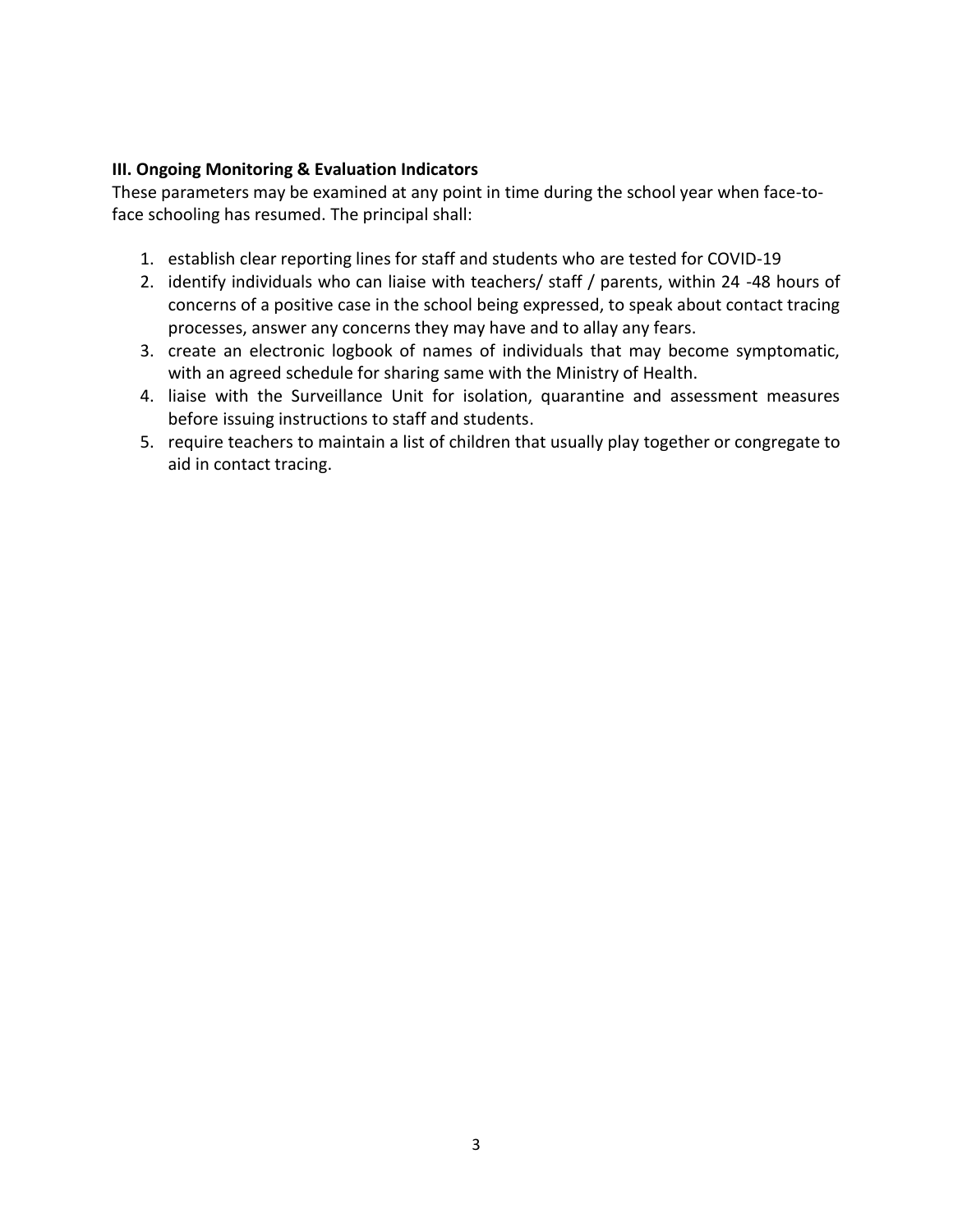### III. Ongoing Monitoring & Evaluation Indicators

These parameters may be examined at any point in time during the school year when face-to-face schooling has resumed. The principal shall:

1. establish clear reporting lines for staff and students who are tested for COVID-19
2. identify individuals who can liaise with teachers/ staff / parents, within 24 -48 hours of concerns of a positive case in the school being expressed, to speak about contact tracing processes, answer any concerns they may have and to allay any fears.
3. create an electronic logbook of names of individuals that may become symptomatic, with an agreed schedule for sharing same with the Ministry of Health.
4. liaise with the Surveillance Unit for isolation, quarantine and assessment measures before issuing instructions to staff and students.
5. require teachers to maintain a list of children that usually play together or congregate to aid in contact tracing.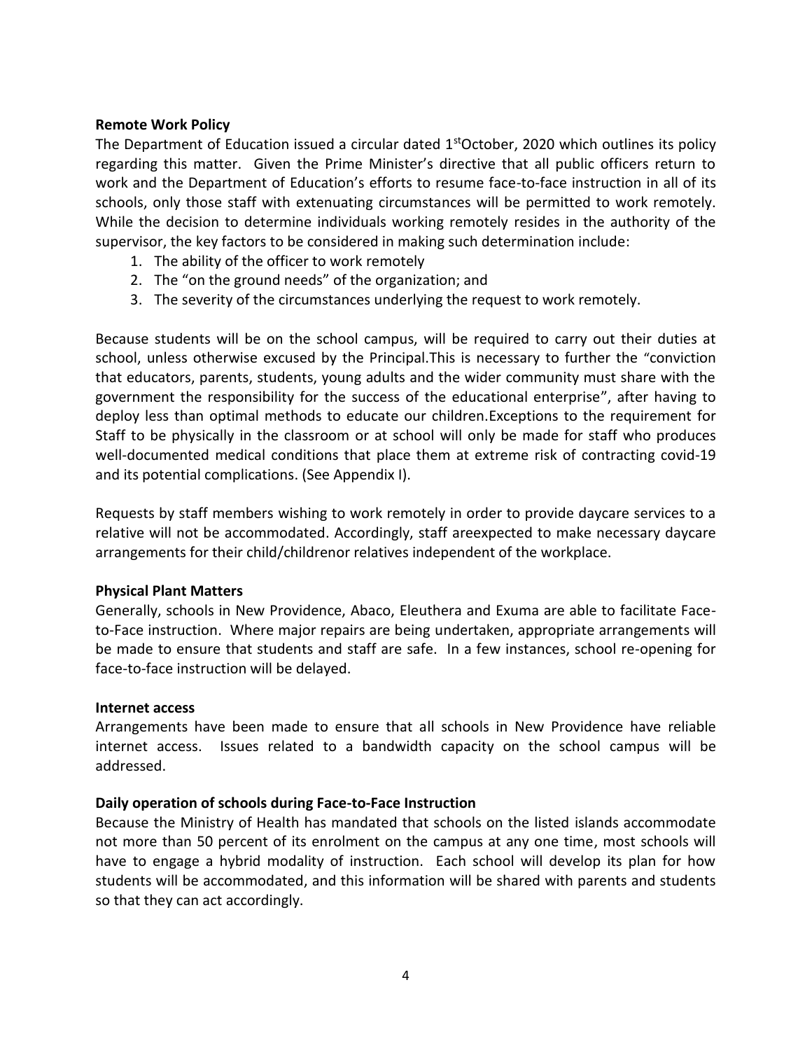**Remote Work Policy**

The Department of Education issued a circular dated 1st October, 2020 which outlines its policy regarding this matter. Given the Prime Minister's directive that all public officers return to work and the Department of Education's efforts to resume face-to-face instruction in all of its schools, only those staff with extenuating circumstances will be permitted to work remotely. While the decision to determine individuals working remotely resides in the authority of the supervisor, the key factors to be considered in making such determination include:

1. The ability of the officer to work remotely
2. The "on the ground needs" of the organization; and
3. The severity of the circumstances underlying the request to work remotely.

Because students will be on the school campus, will be required to carry out their duties at school, unless otherwise excused by the Principal.This is necessary to further the "conviction that educators, parents, students, young adults and the wider community must share with the government the responsibility for the success of the educational enterprise", after having to deploy less than optimal methods to educate our children.Exceptions to the requirement for Staff to be physically in the classroom or at school will only be made for staff who produces well-documented medical conditions that place them at extreme risk of contracting covid-19 and its potential complications. (See Appendix I).

Requests by staff members wishing to work remotely in order to provide daycare services to a relative will not be accommodated. Accordingly, staff areexpected to make necessary daycare arrangements for their child/childrenor relatives independent of the workplace.

**Physical Plant Matters**

Generally, schools in New Providence, Abaco, Eleuthera and Exuma are able to facilitate Face-to-Face instruction. Where major repairs are being undertaken, appropriate arrangements will be made to ensure that students and staff are safe. In a few instances, school re-opening for face-to-face instruction will be delayed.

**Internet access**

Arrangements have been made to ensure that all schools in New Providence have reliable internet access. Issues related to a bandwidth capacity on the school campus will be addressed.

**Daily operation of schools during Face-to-Face Instruction**

Because the Ministry of Health has mandated that schools on the listed islands accommodate not more than 50 percent of its enrolment on the campus at any one time, most schools will have to engage a hybrid modality of instruction. Each school will develop its plan for how students will be accommodated, and this information will be shared with parents and students so that they can act accordingly.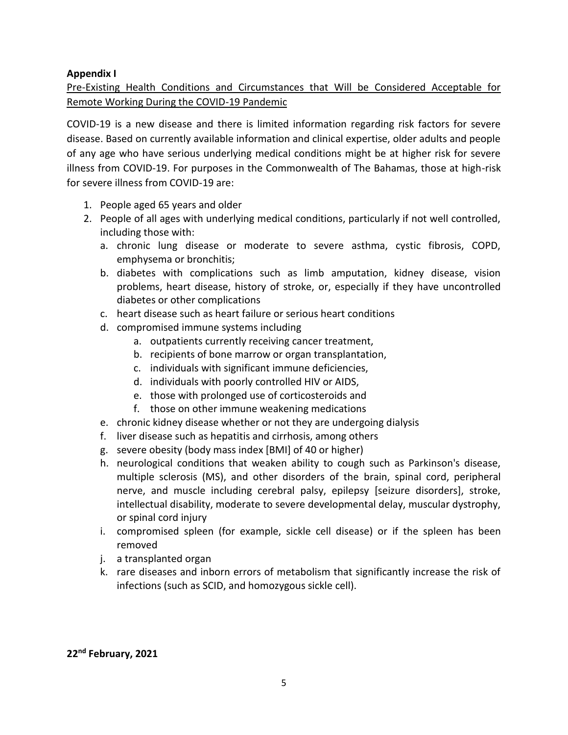**Appendix I**

Pre-Existing Health Conditions and Circumstances that Will be Considered Acceptable for Remote Working During the COVID-19 Pandemic

COVID-19 is a new disease and there is limited information regarding risk factors for severe disease. Based on currently available information and clinical expertise, older adults and people of any age who have serious underlying medical conditions might be at higher risk for severe illness from COVID-19. For purposes in the Commonwealth of The Bahamas, those at high-risk for severe illness from COVID-19 are:

1. People aged 65 years and older
2. People of all ages with underlying medical conditions, particularly if not well controlled, including those with:
    a. chronic lung disease or moderate to severe asthma, cystic fibrosis, COPD, emphysema or bronchitis;
    b. diabetes with complications such as limb amputation, kidney disease, vision problems, heart disease, history of stroke, or, especially if they have uncontrolled diabetes or other complications
    c. heart disease such as heart failure or serious heart conditions
    d. compromised immune systems including
        a. outpatients currently receiving cancer treatment,
        b. recipients of bone marrow or organ transplantation,
        c. individuals with significant immune deficiencies,
        d. individuals with poorly controlled HIV or AIDS,
        e. those with prolonged use of corticosteroids and
        f. those on other immune weakening medications
    e. chronic kidney disease whether or not they are undergoing dialysis
    f. liver disease such as hepatitis and cirrhosis, among others
    g. severe obesity (body mass index [BMI] of 40 or higher)
    h. neurological conditions that weaken ability to cough such as Parkinson's disease, multiple sclerosis (MS), and other disorders of the brain, spinal cord, peripheral nerve, and muscle including cerebral palsy, epilepsy [seizure disorders], stroke, intellectual disability, moderate to severe developmental delay, muscular dystrophy, or spinal cord injury
    i. compromised spleen (for example, sickle cell disease) or if the spleen has been removed
    j. a transplanted organ
    k. rare diseases and inborn errors of metabolism that significantly increase the risk of infections (such as SCID, and homozygous sickle cell).

**22nd February, 2021**